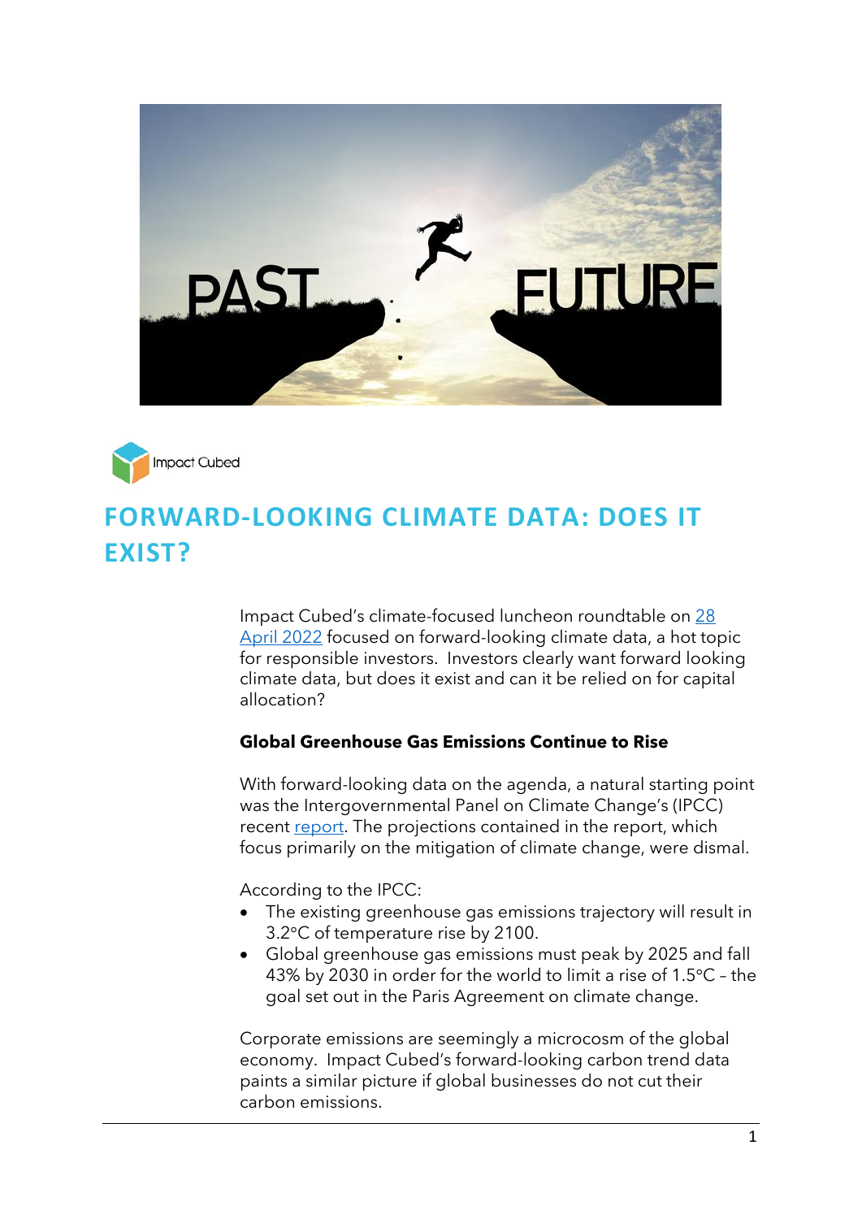Impact Cubed

# FORWARD-LOOKING CLIMATE DATA: DOES IT EXIST?

Impact Cubed's climate-focused luncheon roundtable on 28 April 2022 focused on forward-looking climate data, a hot topic for responsible investors. Investors clearly want forward looking climate data, but does it exist and can it be relied on for capital allocation?

**Global Greenhouse Gas Emissions Continue to Rise**

With forward-looking data on the agenda, a natural starting point was the Intergovernmental Panel on Climate Change's (IPCC) recent report. The projections contained in the report, which focus primarily on the mitigation of climate change, were dismal.

According to the IPCC:

- The existing greenhouse gas emissions trajectory will result in 3.2°C of temperature rise by 2100.
- Global greenhouse gas emissions must peak by 2025 and fall 43% by 2030 in order for the world to limit a rise of 1.5°C – the goal set out in the Paris Agreement on climate change.

Corporate emissions are seemingly a microcosm of the global economy. Impact Cubed's forward-looking carbon trend data paints a similar picture if global businesses do not cut their carbon emissions.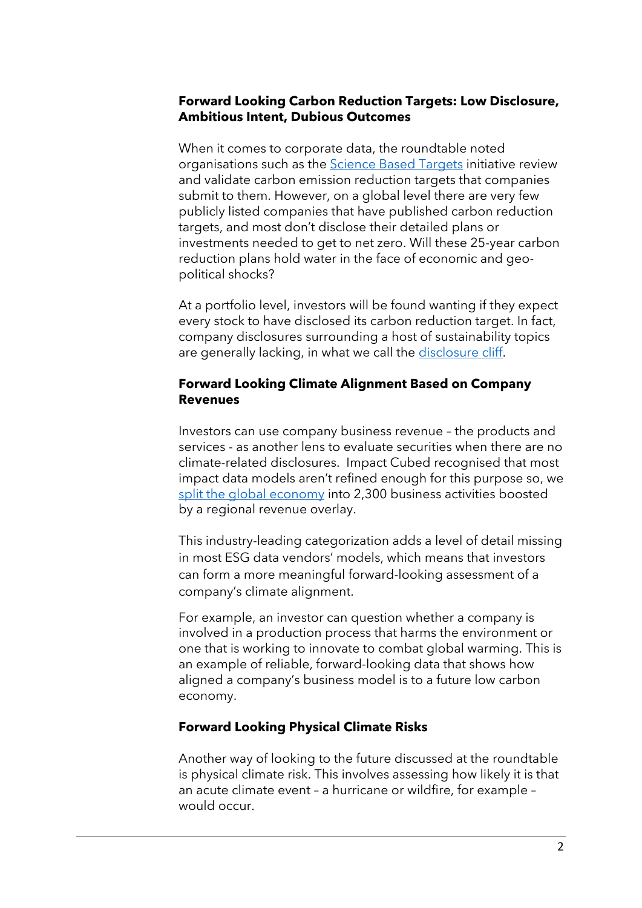### Forward Looking Carbon Reduction Targets: Low Disclosure, Ambitious Intent, Dubious Outcomes

When it comes to corporate data, the roundtable noted organisations such as the Science Based Targets initiative review and validate carbon emission reduction targets that companies submit to them. However, on a global level there are very few publicly listed companies that have published carbon reduction targets, and most don't disclose their detailed plans or investments needed to get to net zero. Will these 25-year carbon reduction plans hold water in the face of economic and geo-political shocks?

At a portfolio level, investors will be found wanting if they expect every stock to have disclosed its carbon reduction target. In fact, company disclosures surrounding a host of sustainability topics are generally lacking, in what we call the disclosure cliff.

### Forward Looking Climate Alignment Based on Company Revenues

Investors can use company business revenue – the products and services - as another lens to evaluate securities when there are no climate-related disclosures. Impact Cubed recognised that most impact data models aren't refined enough for this purpose so, we split the global economy into 2,300 business activities boosted by a regional revenue overlay.

This industry-leading categorization adds a level of detail missing in most ESG data vendors' models, which means that investors can form a more meaningful forward-looking assessment of a company's climate alignment.

For example, an investor can question whether a company is involved in a production process that harms the environment or one that is working to innovate to combat global warming. This is an example of reliable, forward-looking data that shows how aligned a company's business model is to a future low carbon economy.

### Forward Looking Physical Climate Risks

Another way of looking to the future discussed at the roundtable is physical climate risk. This involves assessing how likely it is that an acute climate event – a hurricane or wildfire, for example – would occur.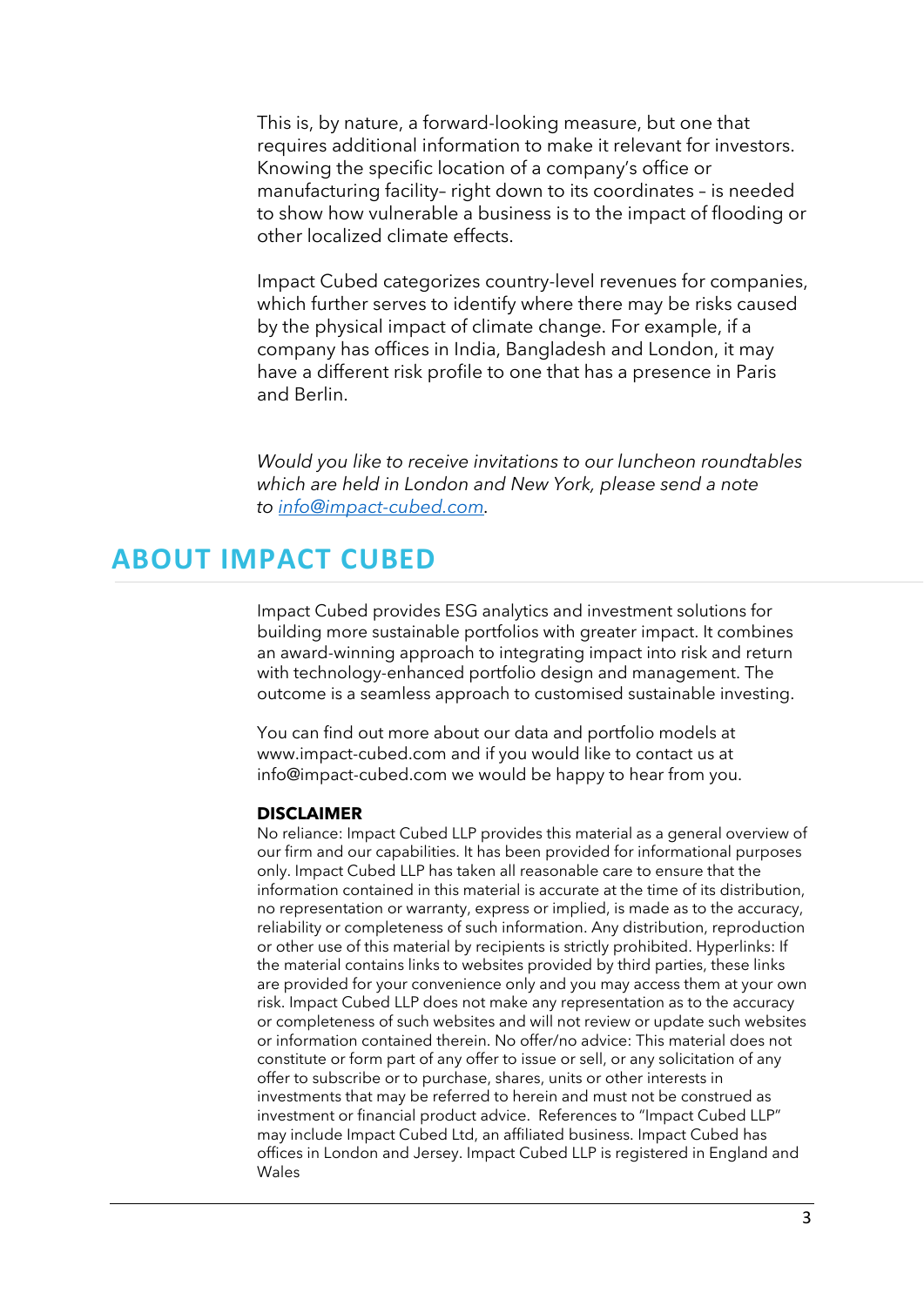This is, by nature, a forward-looking measure, but one that requires additional information to make it relevant for investors. Knowing the specific location of a company's office or manufacturing facility– right down to its coordinates – is needed to show how vulnerable a business is to the impact of flooding or other localized climate effects.

Impact Cubed categorizes country-level revenues for companies, which further serves to identify where there may be risks caused by the physical impact of climate change. For example, if a company has offices in India, Bangladesh and London, it may have a different risk profile to one that has a presence in Paris and Berlin.

*Would you like to receive invitations to our luncheon roundtables which are held in London and New York, please send a note to [info@impact-cubed.com](mailto:info@impact-cubed.com).*

## ABOUT IMPACT CUBED

Impact Cubed provides ESG analytics and investment solutions for building more sustainable portfolios with greater impact. It combines an award-winning approach to integrating impact into risk and return with technology-enhanced portfolio design and management. The outcome is a seamless approach to customised sustainable investing.

You can find out more about our data and portfolio models at www.impact-cubed.com and if you would like to contact us at info@impact-cubed.com we would be happy to hear from you.

**DISCLAIMER**

No reliance: Impact Cubed LLP provides this material as a general overview of our firm and our capabilities. It has been provided for informational purposes only. Impact Cubed LLP has taken all reasonable care to ensure that the information contained in this material is accurate at the time of its distribution, no representation or warranty, express or implied, is made as to the accuracy, reliability or completeness of such information. Any distribution, reproduction or other use of this material by recipients is strictly prohibited. Hyperlinks: If the material contains links to websites provided by third parties, these links are provided for your convenience only and you may access them at your own risk. Impact Cubed LLP does not make any representation as to the accuracy or completeness of such websites and will not review or update such websites or information contained therein. No offer/no advice: This material does not constitute or form part of any offer to issue or sell, or any solicitation of any offer to subscribe or to purchase, shares, units or other interests in investments that may be referred to herein and must not be construed as investment or financial product advice. References to "Impact Cubed LLP" may include Impact Cubed Ltd, an affiliated business. Impact Cubed has offices in London and Jersey. Impact Cubed LLP is registered in England and Wales